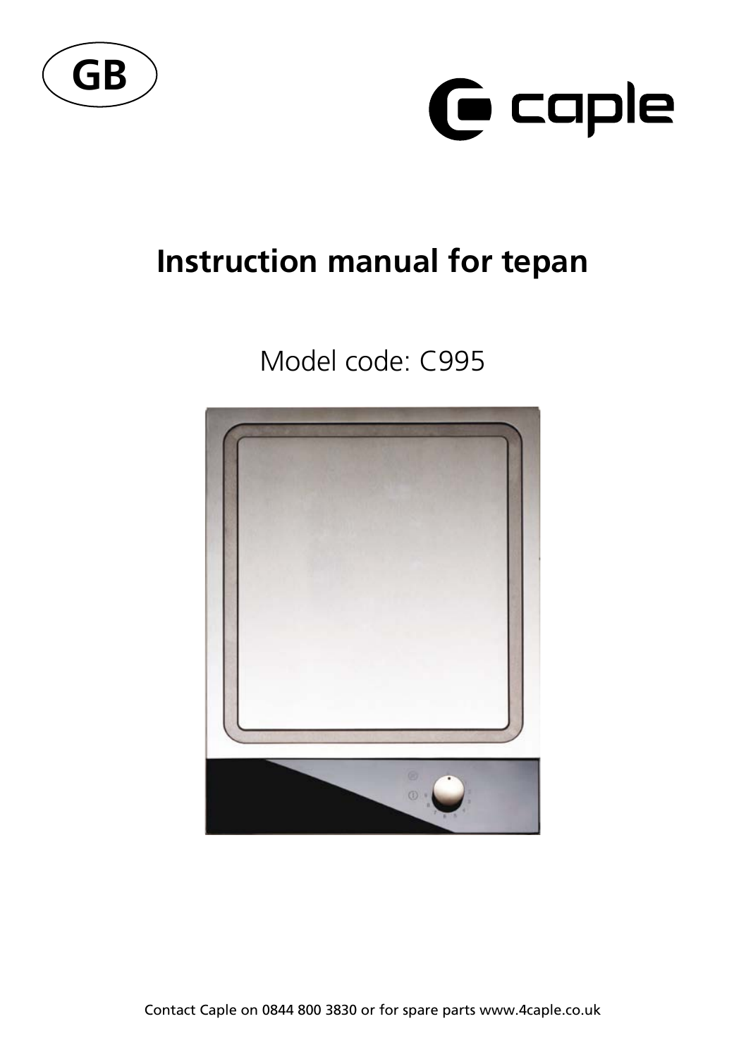GB

caple

# Instruction manual for tepan

Model code: C995

Contact Caple on 0844 800 3830 or for spare parts www.4caple.co.uk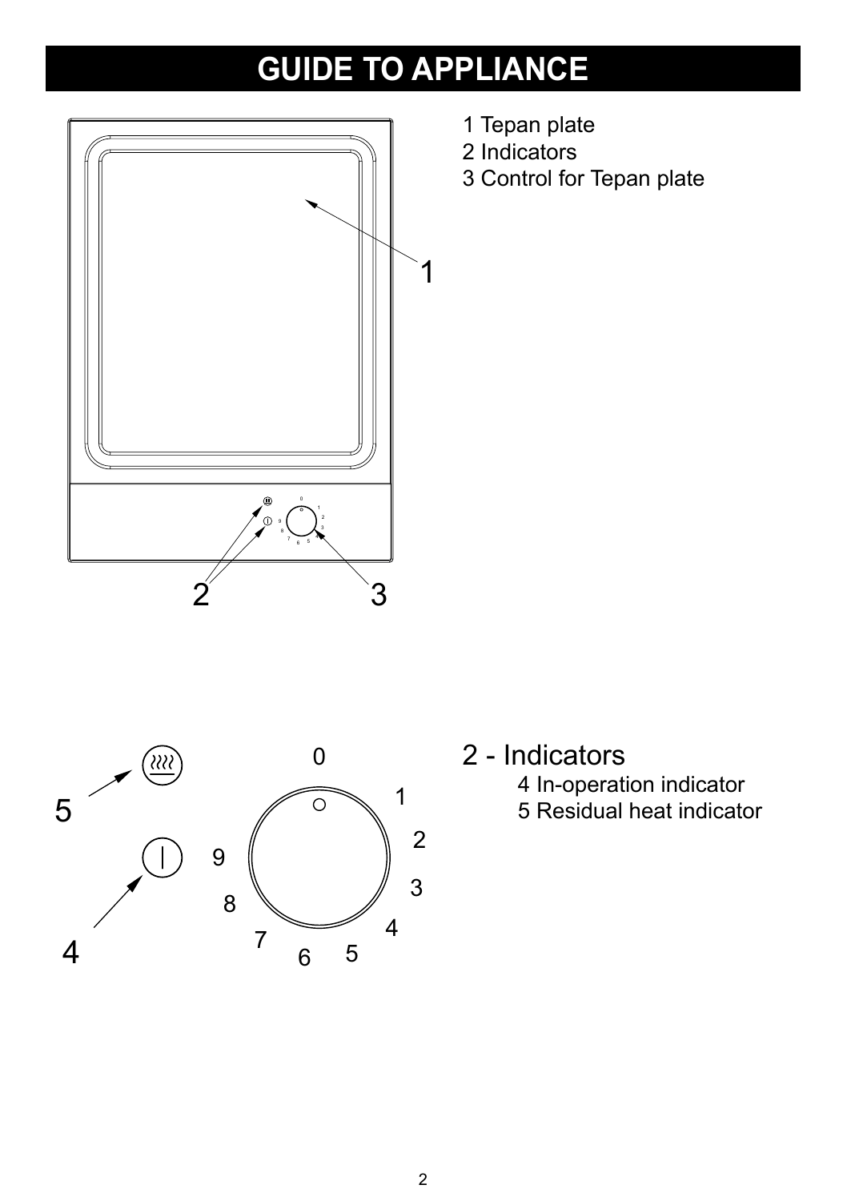# GUIDE TO APPLIANCE

1 Tepan plate
2 Indicators
3 Control for Tepan plate

2 - Indicators
4 In-operation indicator
5 Residual heat indicator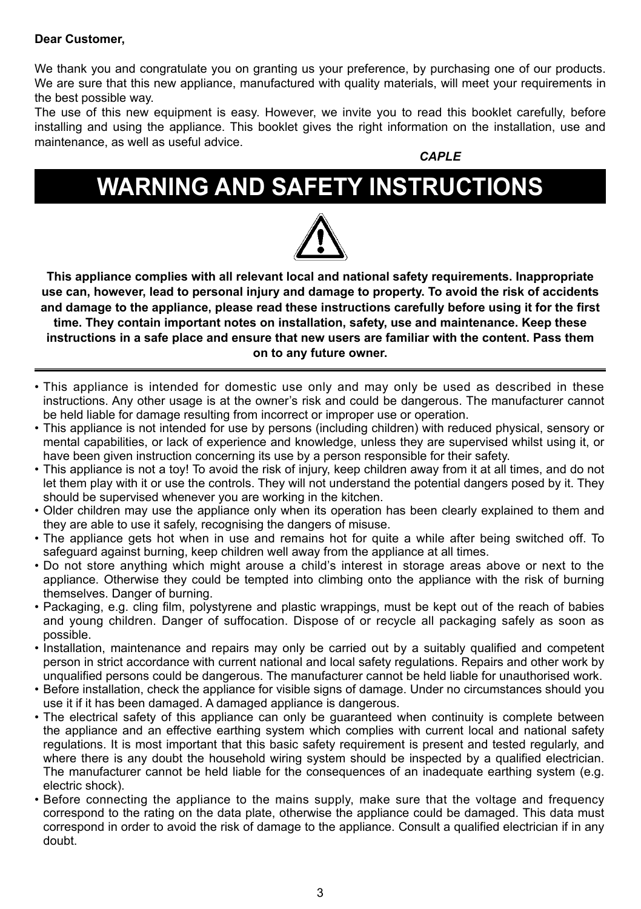**Dear Customer,**

We thank you and congratulate you on granting us your preference, by purchasing one of our products. We are sure that this new appliance, manufactured with quality materials, will meet your requirements in the best possible way.
The use of this new equipment is easy. However, we invite you to read this booklet carefully, before installing and using the appliance. This booklet gives the right information on the installation, use and maintenance, as well as useful advice.

***CAPLE***

# WARNING AND SAFETY INSTRUCTIONS

**This appliance complies with all relevant local and national safety requirements. Inappropriate use can, however, lead to personal injury and damage to property. To avoid the risk of accidents and damage to the appliance, please read these instructions carefully before using it for the first time. They contain important notes on installation, safety, use and maintenance. Keep these instructions in a safe place and ensure that new users are familiar with the content. Pass them on to any future owner.**

---

- This appliance is intended for domestic use only and may only be used as described in these instructions. Any other usage is at the owner's risk and could be dangerous. The manufacturer cannot be held liable for damage resulting from incorrect or improper use or operation.
- This appliance is not intended for use by persons (including children) with reduced physical, sensory or mental capabilities, or lack of experience and knowledge, unless they are supervised whilst using it, or have been given instruction concerning its use by a person responsible for their safety.
- This appliance is not a toy! To avoid the risk of injury, keep children away from it at all times, and do not let them play with it or use the controls. They will not understand the potential dangers posed by it. They should be supervised whenever you are working in the kitchen.
- Older children may use the appliance only when its operation has been clearly explained to them and they are able to use it safely, recognising the dangers of misuse.
- The appliance gets hot when in use and remains hot for quite a while after being switched off. To safeguard against burning, keep children well away from the appliance at all times.
- Do not store anything which might arouse a child's interest in storage areas above or next to the appliance. Otherwise they could be tempted into climbing onto the appliance with the risk of burning themselves. Danger of burning.
- Packaging, e.g. cling film, polystyrene and plastic wrappings, must be kept out of the reach of babies and young children. Danger of suffocation. Dispose of or recycle all packaging safely as soon as possible.
- Installation, maintenance and repairs may only be carried out by a suitably qualified and competent person in strict accordance with current national and local safety regulations. Repairs and other work by unqualified persons could be dangerous. The manufacturer cannot be held liable for unauthorised work.
- Before installation, check the appliance for visible signs of damage. Under no circumstances should you use it if it has been damaged. A damaged appliance is dangerous.
- The electrical safety of this appliance can only be guaranteed when continuity is complete between the appliance and an effective earthing system which complies with current local and national safety regulations. It is most important that this basic safety requirement is present and tested regularly, and where there is any doubt the household wiring system should be inspected by a qualified electrician. The manufacturer cannot be held liable for the consequences of an inadequate earthing system (e.g. electric shock).
- Before connecting the appliance to the mains supply, make sure that the voltage and frequency correspond to the rating on the data plate, otherwise the appliance could be damaged. This data must correspond in order to avoid the risk of damage to the appliance. Consult a qualified electrician if in any doubt.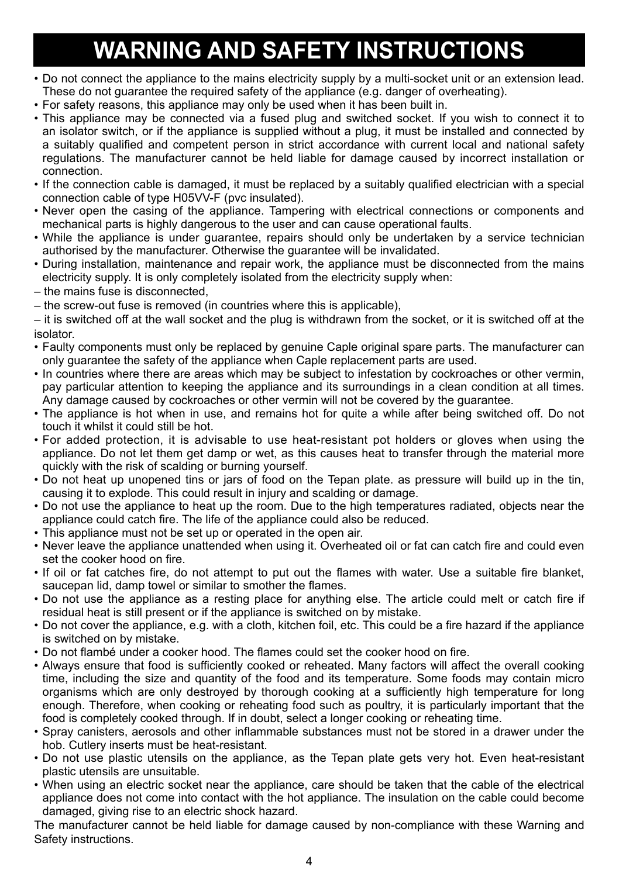# WARNING AND SAFETY INSTRUCTIONS

- Do not connect the appliance to the mains electricity supply by a multi-socket unit or an extension lead. These do not guarantee the required safety of the appliance (e.g. danger of overheating).
- For safety reasons, this appliance may only be used when it has been built in.
- This appliance may be connected via a fused plug and switched socket. If you wish to connect it to an isolator switch, or if the appliance is supplied without a plug, it must be installed and connected by a suitably qualified and competent person in strict accordance with current local and national safety regulations. The manufacturer cannot be held liable for damage caused by incorrect installation or connection.
- If the connection cable is damaged, it must be replaced by a suitably qualified electrician with a special connection cable of type H05VV-F (pvc insulated).
- Never open the casing of the appliance. Tampering with electrical connections or components and mechanical parts is highly dangerous to the user and can cause operational faults.
- While the appliance is under guarantee, repairs should only be undertaken by a service technician authorised by the manufacturer. Otherwise the guarantee will be invalidated.
- During installation, maintenance and repair work, the appliance must be disconnected from the mains electricity supply. It is only completely isolated from the electricity supply when:

– the mains fuse is disconnected,

– the screw-out fuse is removed (in countries where this is applicable),

– it is switched off at the wall socket and the plug is withdrawn from the socket, or it is switched off at the isolator.

- Faulty components must only be replaced by genuine Caple original spare parts. The manufacturer can only guarantee the safety of the appliance when Caple replacement parts are used.
- In countries where there are areas which may be subject to infestation by cockroaches or other vermin, pay particular attention to keeping the appliance and its surroundings in a clean condition at all times. Any damage caused by cockroaches or other vermin will not be covered by the guarantee.
- The appliance is hot when in use, and remains hot for quite a while after being switched off. Do not touch it whilst it could still be hot.
- For added protection, it is advisable to use heat-resistant pot holders or gloves when using the appliance. Do not let them get damp or wet, as this causes heat to transfer through the material more quickly with the risk of scalding or burning yourself.
- Do not heat up unopened tins or jars of food on the Tepan plate. as pressure will build up in the tin, causing it to explode. This could result in injury and scalding or damage.
- Do not use the appliance to heat up the room. Due to the high temperatures radiated, objects near the appliance could catch fire. The life of the appliance could also be reduced.
- This appliance must not be set up or operated in the open air.
- Never leave the appliance unattended when using it. Overheated oil or fat can catch fire and could even set the cooker hood on fire.
- If oil or fat catches fire, do not attempt to put out the flames with water. Use a suitable fire blanket, saucepan lid, damp towel or similar to smother the flames.
- Do not use the appliance as a resting place for anything else. The article could melt or catch fire if residual heat is still present or if the appliance is switched on by mistake.
- Do not cover the appliance, e.g. with a cloth, kitchen foil, etc. This could be a fire hazard if the appliance is switched on by mistake.
- Do not flambé under a cooker hood. The flames could set the cooker hood on fire.
- Always ensure that food is sufficiently cooked or reheated. Many factors will affect the overall cooking time, including the size and quantity of the food and its temperature. Some foods may contain micro organisms which are only destroyed by thorough cooking at a sufficiently high temperature for long enough. Therefore, when cooking or reheating food such as poultry, it is particularly important that the food is completely cooked through. If in doubt, select a longer cooking or reheating time.
- Spray canisters, aerosols and other inflammable substances must not be stored in a drawer under the hob. Cutlery inserts must be heat-resistant.
- Do not use plastic utensils on the appliance, as the Tepan plate gets very hot. Even heat-resistant plastic utensils are unsuitable.
- When using an electric socket near the appliance, care should be taken that the cable of the electrical appliance does not come into contact with the hot appliance. The insulation on the cable could become damaged, giving rise to an electric shock hazard.

The manufacturer cannot be held liable for damage caused by non-compliance with these Warning and Safety instructions.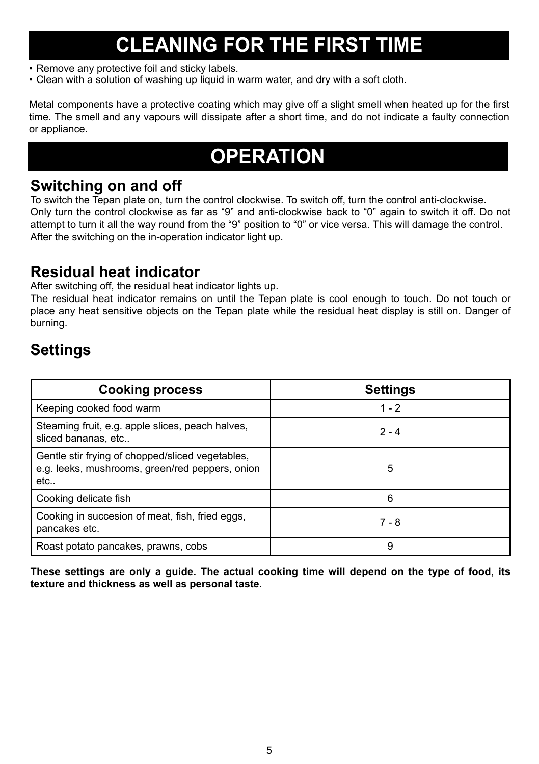# CLEANING FOR THE FIRST TIME

- Remove any protective foil and sticky labels.
- Clean with a solution of washing up liquid in warm water, and dry with a soft cloth.

Metal components have a protective coating which may give off a slight smell when heated up for the first time. The smell and any vapours will dissipate after a short time, and do not indicate a faulty connection or appliance.

# OPERATION

## Switching on and off

To switch the Tepan plate on, turn the control clockwise. To switch off, turn the control anti-clockwise.
Only turn the control clockwise as far as “9” and anti-clockwise back to “0” again to switch it off. Do not attempt to turn it all the way round from the “9” position to “0” or vice versa. This will damage the control.
After the switching on the in-operation indicator light up.

## Residual heat indicator

After switching off, the residual heat indicator lights up.
The residual heat indicator remains on until the Tepan plate is cool enough to touch. Do not touch or place any heat sensitive objects on the Tepan plate while the residual heat display is still on. Danger of burning.

## Settings

| Cooking process | Settings |
|---|---|
| Keeping cooked food warm | 1 - 2 |
| Steaming fruit, e.g. apple slices, peach halves, sliced bananas, etc.. | 2 - 4 |
| Gentle stir frying of chopped/sliced vegetables, e.g. leeks, mushrooms, green/red peppers, onion etc.. | 5 |
| Cooking delicate fish | 6 |
| Cooking in succesion of meat, fish, fried eggs, pancakes etc. | 7 - 8 |
| Roast potato pancakes, prawns, cobs | 9 |

**These settings are only a guide. The actual cooking time will depend on the type of food, its texture and thickness as well as personal taste.**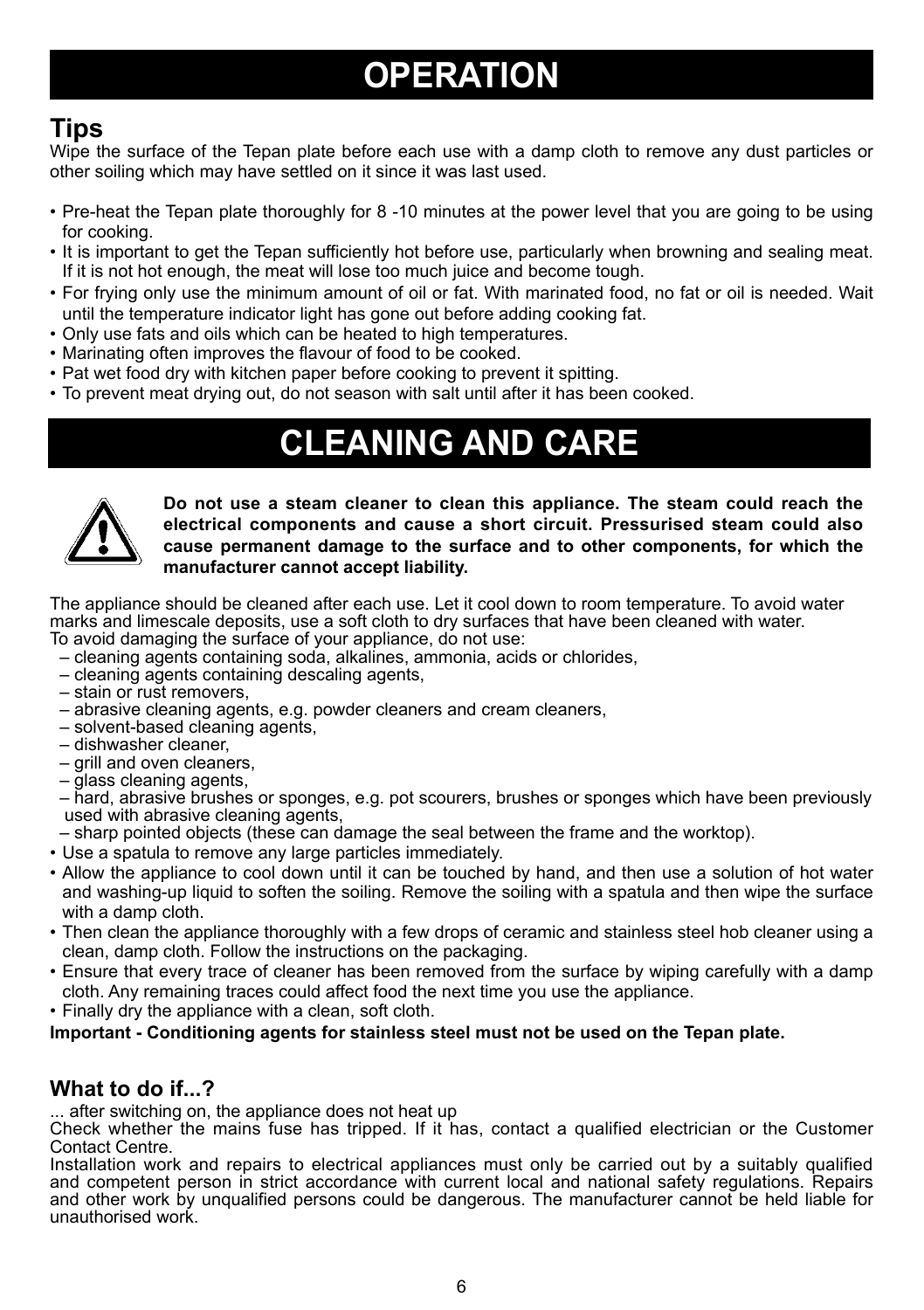# OPERATION

## Tips

Wipe the surface of the Tepan plate before each use with a damp cloth to remove any dust particles or other soiling which may have settled on it since it was last used.

- Pre-heat the Tepan plate thoroughly for 8 -10 minutes at the power level that you are going to be using for cooking.
- It is important to get the Tepan sufficiently hot before use, particularly when browning and sealing meat. If it is not hot enough, the meat will lose too much juice and become tough.
- For frying only use the minimum amount of oil or fat. With marinated food, no fat or oil is needed. Wait until the temperature indicator light has gone out before adding cooking fat.
- Only use fats and oils which can be heated to high temperatures.
- Marinating often improves the flavour of food to be cooked.
- Pat wet food dry with kitchen paper before cooking to prevent it spitting.
- To prevent meat drying out, do not season with salt until after it has been cooked.

# CLEANING AND CARE

**Do not use a steam cleaner to clean this appliance. The steam could reach the electrical components and cause a short circuit. Pressurised steam could also cause permanent damage to the surface and to other components, for which the manufacturer cannot accept liability.**

The appliance should be cleaned after each use. Let it cool down to room temperature. To avoid water marks and limescale deposits, use a soft cloth to dry surfaces that have been cleaned with water.
To avoid damaging the surface of your appliance, do not use:

- cleaning agents containing soda, alkalines, ammonia, acids or chlorides,
- cleaning agents containing descaling agents,
- stain or rust removers,
- abrasive cleaning agents, e.g. powder cleaners and cream cleaners,
- solvent-based cleaning agents,
- dishwasher cleaner,
- grill and oven cleaners,
- glass cleaning agents,
- hard, abrasive brushes or sponges, e.g. pot scourers, brushes or sponges which have been previously used with abrasive cleaning agents,
- sharp pointed objects (these can damage the seal between the frame and the worktop).

- Use a spatula to remove any large particles immediately.
- Allow the appliance to cool down until it can be touched by hand, and then use a solution of hot water and washing-up liquid to soften the soiling. Remove the soiling with a spatula and then wipe the surface with a damp cloth.
- Then clean the appliance thoroughly with a few drops of ceramic and stainless steel hob cleaner using a clean, damp cloth. Follow the instructions on the packaging.
- Ensure that every trace of cleaner has been removed from the surface by wiping carefully with a damp cloth. Any remaining traces could affect food the next time you use the appliance.
- Finally dry the appliance with a clean, soft cloth.

**Important - Conditioning agents for stainless steel must not be used on the Tepan plate.**

## What to do if...?

... after switching on, the appliance does not heat up

Check whether the mains fuse has tripped. If it has, contact a qualified electrician or the Customer Contact Centre.

Installation work and repairs to electrical appliances must only be carried out by a suitably qualified and competent person in strict accordance with current local and national safety regulations. Repairs and other work by unqualified persons could be dangerous. The manufacturer cannot be held liable for unauthorised work.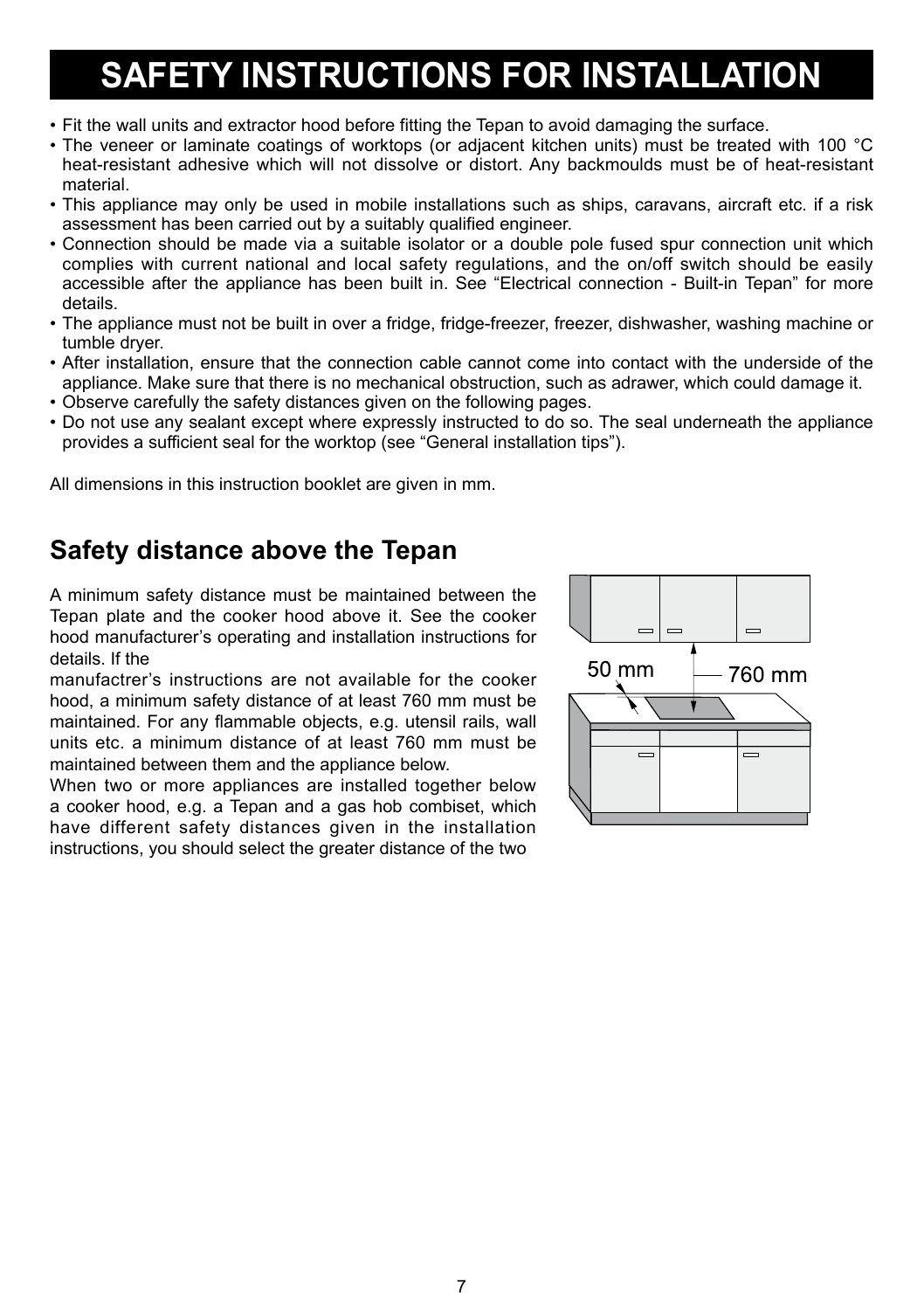# SAFETY INSTRUCTIONS FOR INSTALLATION

- Fit the wall units and extractor hood before fitting the Tepan to avoid damaging the surface.
- The veneer or laminate coatings of worktops (or adjacent kitchen units) must be treated with 100 °C heat-resistant adhesive which will not dissolve or distort. Any backmoulds must be of heat-resistant material.
- This appliance may only be used in mobile installations such as ships, caravans, aircraft etc. if a risk assessment has been carried out by a suitably qualified engineer.
- Connection should be made via a suitable isolator or a double pole fused spur connection unit which complies with current national and local safety regulations, and the on/off switch should be easily accessible after the appliance has been built in. See "Electrical connection - Built-in Tepan" for more details.
- The appliance must not be built in over a fridge, fridge-freezer, freezer, dishwasher, washing machine or tumble dryer.
- After installation, ensure that the connection cable cannot come into contact with the underside of the appliance. Make sure that there is no mechanical obstruction, such as adrawer, which could damage it.
- Observe carefully the safety distances given on the following pages.
- Do not use any sealant except where expressly instructed to do so. The seal underneath the appliance provides a sufficient seal for the worktop (see "General installation tips").

All dimensions in this instruction booklet are given in mm.

## Safety distance above the Tepan

A minimum safety distance must be maintained between the Tepan plate and the cooker hood above it. See the cooker hood manufacturer's operating and installation instructions for details. If the manufactrer's instructions are not available for the cooker hood, a minimum safety distance of at least 760 mm must be maintained. For any flammable objects, e.g. utensil rails, wall units etc. a minimum distance of at least 760 mm must be maintained between them and the appliance below.

When two or more appliances are installed together below a cooker hood, e.g. a Tepan and a gas hob combiset, which have different safety distances given in the installation instructions, you should select the greater distance of the two

50 mm

760 mm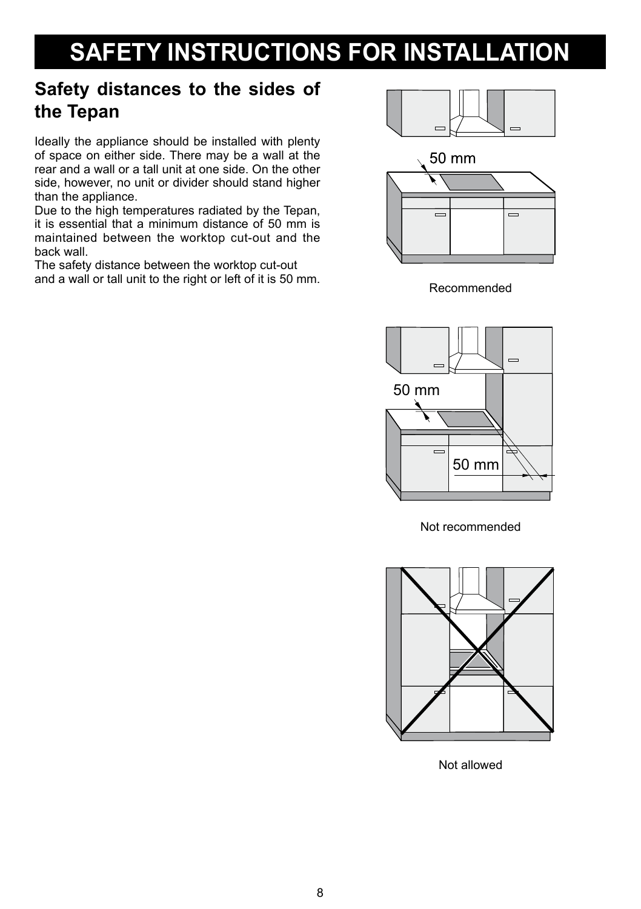# SAFETY INSTRUCTIONS FOR INSTALLATION

## Safety distances to the sides of the Tepan

Ideally the appliance should be installed with plenty of space on either side. There may be a wall at the rear and a wall or a tall unit at one side. On the other side, however, no unit or divider should stand higher than the appliance.

Due to the high temperatures radiated by the Tepan, it is essential that a minimum distance of 50 mm is maintained between the worktop cut-out and the back wall.

The safety distance between the worktop cut-out and a wall or tall unit to the right or left of it is 50 mm.

50 mm

Recommended

50 mm

50 mm

Not recommended

Not allowed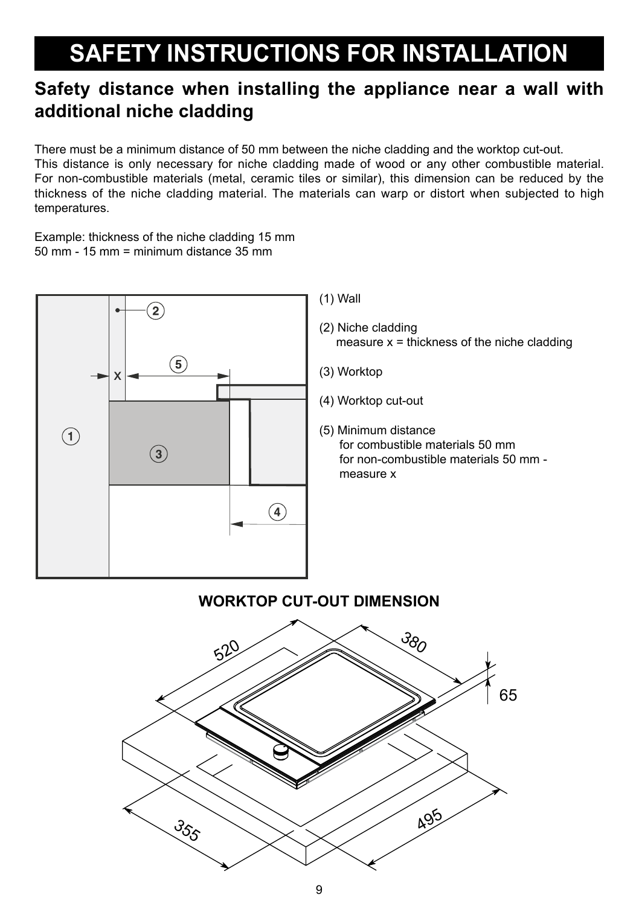# SAFETY INSTRUCTIONS FOR INSTALLATION

## Safety distance when installing the appliance near a wall with additional niche cladding

There must be a minimum distance of 50 mm between the niche cladding and the worktop cut-out.
This distance is only necessary for niche cladding made of wood or any other combustible material. For non-combustible materials (metal, ceramic tiles or similar), this dimension can be reduced by the thickness of the niche cladding material. The materials can warp or distort when subjected to high temperatures.

Example: thickness of the niche cladding 15 mm
50 mm - 15 mm = minimum distance 35 mm

(1) Wall

(2) Niche cladding
measure x = thickness of the niche cladding

(3) Worktop

(4) Worktop cut-out

(5) Minimum distance
for combustible materials 50 mm
for non-combustible materials 50 mm - measure x

**WORKTOP CUT-OUT DIMENSION**

520

380

65

355

495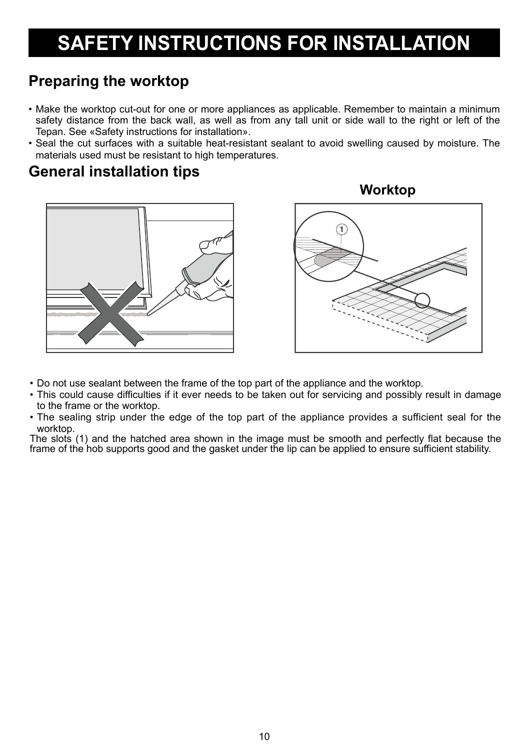# SAFETY INSTRUCTIONS FOR INSTALLATION

## Preparing the worktop

- Make the worktop cut-out for one or more appliances as applicable. Remember to maintain a minimum safety distance from the back wall, as well as from any tall unit or side wall to the right or left of the Tepan. See «Safety instructions for installation».
- Seal the cut surfaces with a suitable heat-resistant sealant to avoid swelling caused by moisture. The materials used must be resistant to high temperatures.

## General installation tips

Worktop

- Do not use sealant between the frame of the top part of the appliance and the worktop.
- This could cause difficulties if it ever needs to be taken out for servicing and possibly result in damage to the frame or the worktop.
- The sealing strip under the edge of the top part of the appliance provides a sufficient seal for the worktop.

The slots (1) and the hatched area shown in the image must be smooth and perfectly flat because the frame of the hob supports good and the gasket under the lip can be applied to ensure sufficient stability.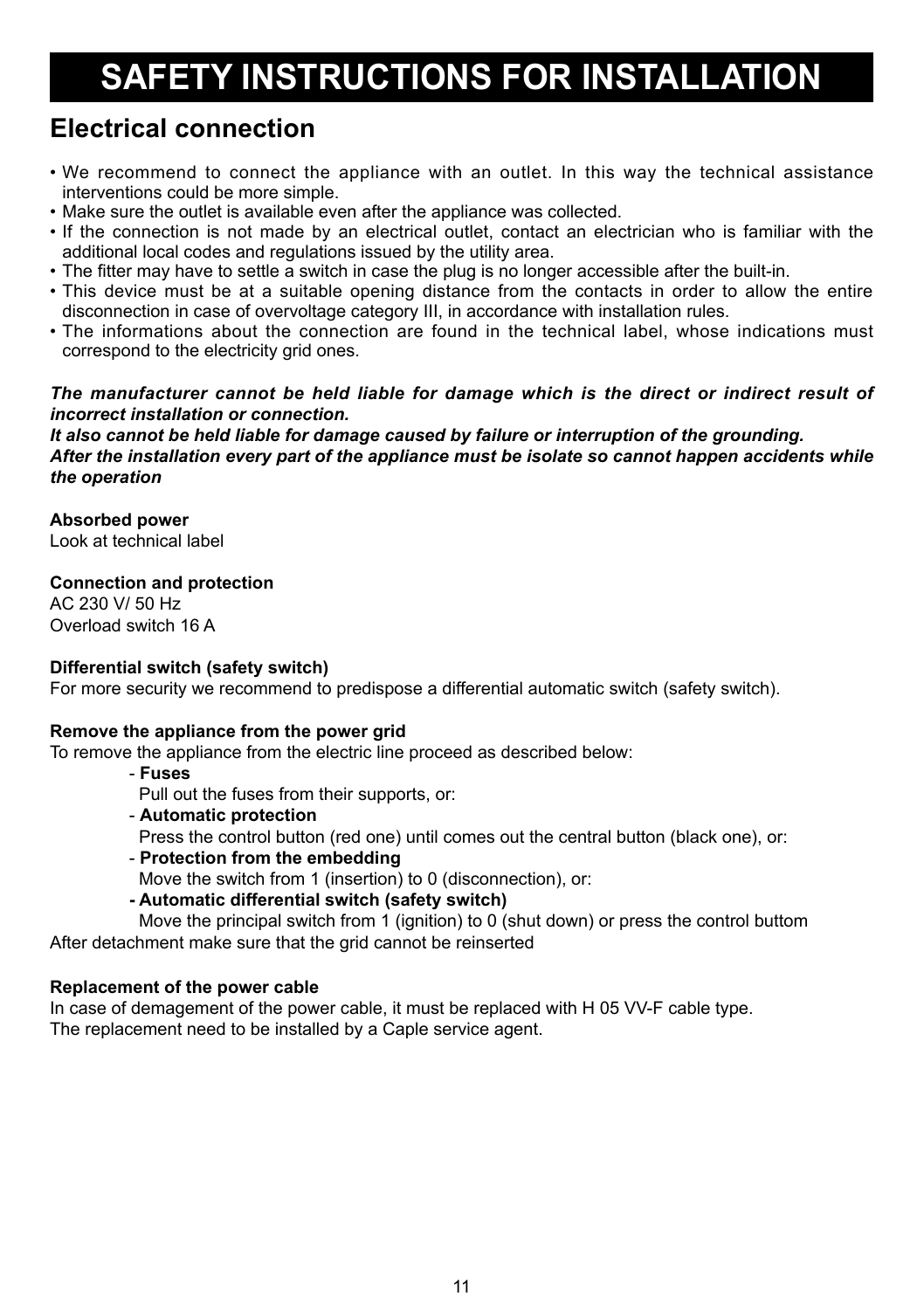// SAFETY INSTRUCTIONS FOR INSTALLATION

## Electrical connection

- We recommend to connect the appliance with an outlet. In this way the technical assistance interventions could be more simple.
- Make sure the outlet is available even after the appliance was collected.
- If the connection is not made by an electrical outlet, contact an electrician who is familiar with the additional local codes and regulations issued by the utility area.
- The fitter may have to settle a switch in case the plug is no longer accessible after the built-in.
- This device must be at a suitable opening distance from the contacts in order to allow the entire disconnection in case of overvoltage category III, in accordance with installation rules.
- The informations about the connection are found in the technical label, whose indications must correspond to the electricity grid ones.

***The manufacturer cannot be held liable for damage which is the direct or indirect result of incorrect installation or connection.***
***It also cannot be held liable for damage caused by failure or interruption of the grounding.***
***After the installation every part of the appliance must be isolate so cannot happen accidents while the operation***

**Absorbed power**
Look at technical label

**Connection and protection**
AC 230 V/ 50 Hz
Overload switch 16 A

**Differential switch (safety switch)**
For more security we recommend to predispose a differential automatic switch (safety switch).

**Remove the appliance from the power grid**
To remove the appliance from the electric line proceed as described below:

- **Fuses**
  Pull out the fuses from their supports, or:
- **Automatic protection**
  Press the control button (red one) until comes out the central button (black one), or:
- **Protection from the embedding**
  Move the switch from 1 (insertion) to 0 (disconnection), or:
- **Automatic differential switch (safety switch)**
  Move the principal switch from 1 (ignition) to 0 (shut down) or press the control buttom

After detachment make sure that the grid cannot be reinserted

**Replacement of the power cable**
In case of demagement of the power cable, it must be replaced with H 05 VV-F cable type.
The replacement need to be installed by a Caple service agent.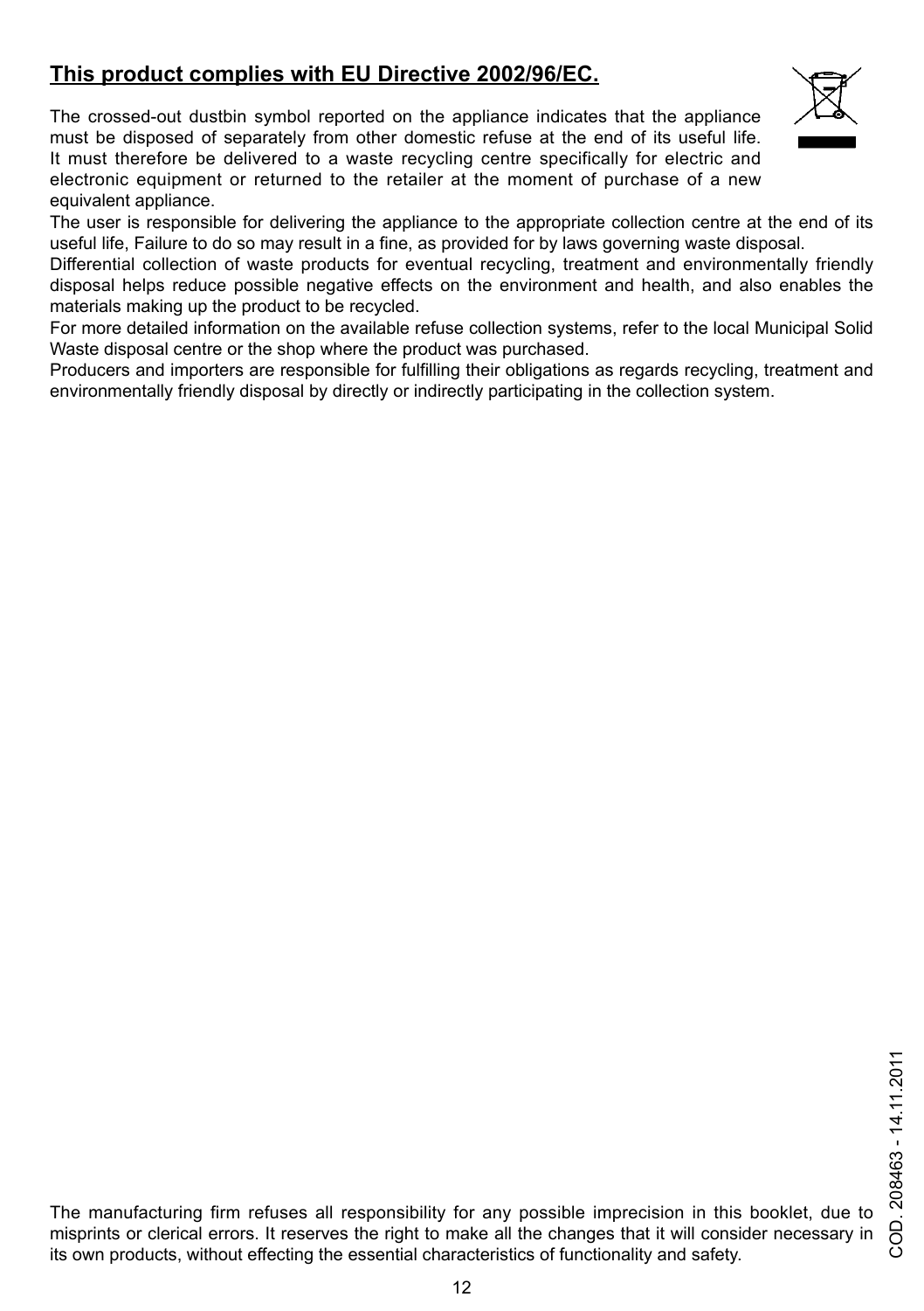**This product complies with EU Directive 2002/96/EC.**

The crossed-out dustbin symbol reported on the appliance indicates that the appliance must be disposed of separately from other domestic refuse at the end of its useful life. It must therefore be delivered to a waste recycling centre specifically for electric and electronic equipment or returned to the retailer at the moment of purchase of a new equivalent appliance.

The user is responsible for delivering the appliance to the appropriate collection centre at the end of its useful life, Failure to do so may result in a fine, as provided for by laws governing waste disposal.

Differential collection of waste products for eventual recycling, treatment and environmentally friendly disposal helps reduce possible negative effects on the environment and health, and also enables the materials making up the product to be recycled.

For more detailed information on the available refuse collection systems, refer to the local Municipal Solid Waste disposal centre or the shop where the product was purchased.

Producers and importers are responsible for fulfilling their obligations as regards recycling, treatment and environmentally friendly disposal by directly or indirectly participating in the collection system.

The manufacturing firm refuses all responsibility for any possible imprecision in this booklet, due to misprints or clerical errors. It reserves the right to make all the changes that it will consider necessary in its own products, without effecting the essential characteristics of functionality and safety.

COD. 208463 - 14.11.2011